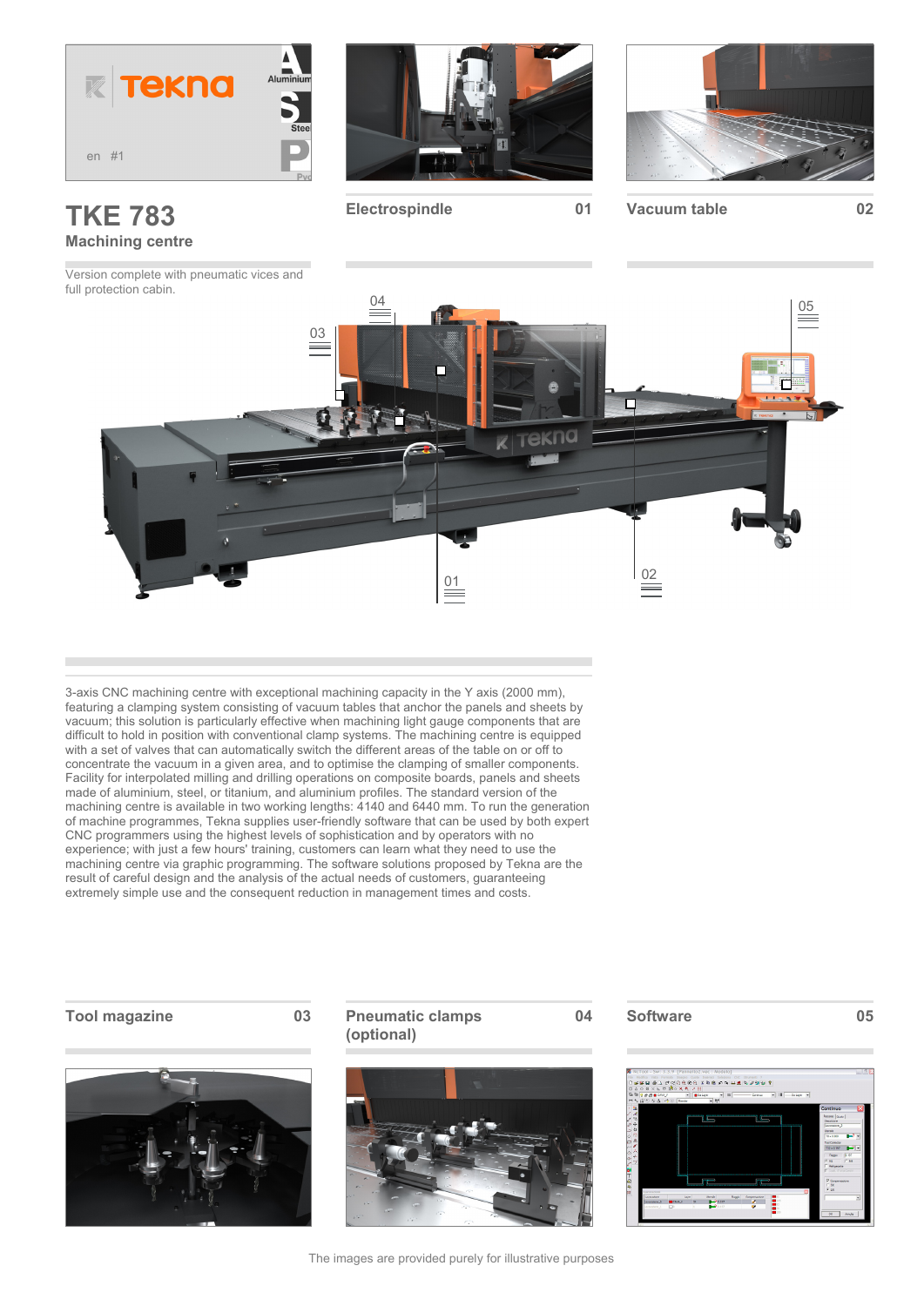Tekna

en #1

Aluminium
Steel
Pvc

# TKE 783

## Machining centre

Version complete with pneumatic vices and full protection cabin.

**Electrospindle** 01

**Vacuum table** 02

3-axis CNC machining centre with exceptional machining capacity in the Y axis (2000 mm), featuring a clamping system consisting of vacuum tables that anchor the panels and sheets by vacuum; this solution is particularly effective when machining light gauge components that are difficult to hold in position with conventional clamp systems. The machining centre is equipped with a set of valves that can automatically switch the different areas of the table on or off to concentrate the vacuum in a given area, and to optimise the clamping of smaller components. Facility for interpolated milling and drilling operations on composite boards, panels and sheets made of aluminium, steel, or titanium, and aluminium profiles. The standard version of the machining centre is available in two working lengths: 4140 and 6440 mm. To run the generation of machine programmes, Tekna supplies user-friendly software that can be used by both expert CNC programmers using the highest levels of sophistication and by operators with no experience; with just a few hours' training, customers can learn what they need to use the machining centre via graphic programming. The software solutions proposed by Tekna are the result of careful design and the analysis of the actual needs of customers, guaranteeing extremely simple use and the consequent reduction in management times and costs.

**Tool magazine** 03

**Pneumatic clamps (optional)** 04

**Software** 05

The images are provided purely for illustrative purposes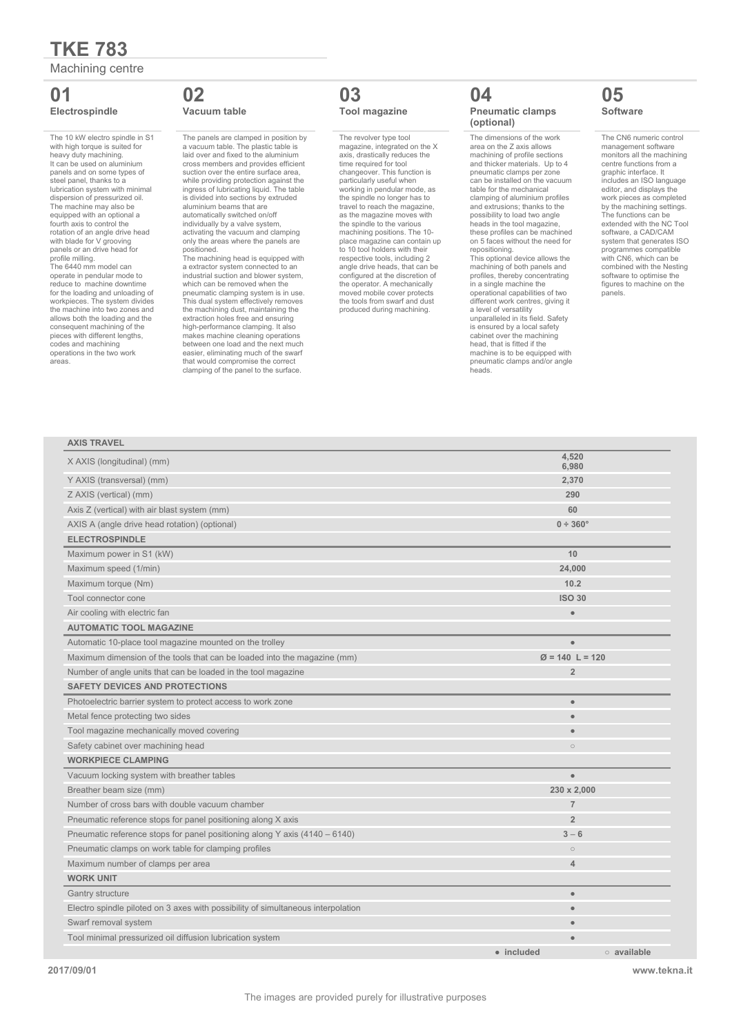# TKE 783

Machining centre

## 01 Electrospindle

The 10 kW electro spindle in S1 with high torque is suited for heavy duty machining.
It can be used on aluminium panels and on some types of steel panel, thanks to a lubrication system with minimal dispersion of pressurized oil.
The machine may also be equipped with an optional a fourth axis to control the rotation of an angle drive head with blade for V grooving panels or an drive head for profile milling.
The 6440 mm model can operate in pendular mode to reduce to machine downtime for the loading and unloading of workpieces. The system divides the machine into two zones and allows both the loading and the consequent machining of the pieces with different lengths, codes and machining operations in the two work areas.

## 02 Vacuum table

The panels are clamped in position by a vacuum table. The plastic table is laid over and fixed to the aluminium cross members and provides efficient suction over the entire surface area, while providing protection against the ingress of lubricating liquid. The table is divided into sections by extruded aluminium beams that are automatically switched on/off individually by a valve system, activating the vacuum and clamping only the areas where the panels are positioned.
The machining head is equipped with a extractor system connected to an industrial suction and blower system, which can be removed when the pneumatic clamping system is in use. This dual system effectively removes the machining dust, maintaining the extraction holes free and ensuring high-performance clamping. It also makes machine cleaning operations between one load and the next much easier, eliminating much of the swarf that would compromise the correct clamping of the panel to the surface.

## 03 Tool magazine

The revolver type tool magazine, integrated on the X axis, drastically reduces the time required for tool changeover. This function is particularly useful when working in pendular mode, as the spindle no longer has to travel to reach the magazine, as the magazine moves with the spindle to the various machining positions. The 10-place magazine can contain up to 10 tool holders with their respective tools, including 2 angle drive heads, that can be configured at the discretion of the operator. A mechanically moved mobile cover protects the tools from swarf and dust produced during machining.

## 04 Pneumatic clamps (optional)

The dimensions of the work area on the Z axis allows machining of profile sections and thicker materials. Up to 4 pneumatic clamps per zone can be installed on the vacuum table for the mechanical clamping of aluminium profiles and extrusions; thanks to the possibility to load two angle heads in the tool magazine, these profiles can be machined on 5 faces without the need for repositioning.
This optional device allows the machining of both panels and profiles, thereby concentrating in a single machine the operational capabilities of two different work centres, giving it a level of versatility unparalleled in its field. Safety is ensured by a local safety cabinet over the machining head, that is fitted if the machine is to be equipped with pneumatic clamps and/or angle heads.

## 05 Software

The CN6 numeric control management software monitors all the machining centre functions from a graphic interface. It includes an ISO language editor, and displays the work pieces as completed by the machining settings. The functions can be extended with the NC Tool software, a CAD/CAM system that generates ISO programmes compatible with CN6, which can be combined with the Nesting software to optimise the figures to machine on the panels.

| | |
|---|---|
| **AXIS TRAVEL** | |
| X AXIS (longitudinal) (mm) | **4,520**<br>**6,980** |
| Y AXIS (transversal) (mm) | **2,370** |
| Z AXIS (vertical) (mm) | **290** |
| Axis Z (vertical) with air blast system (mm) | **60** |
| AXIS A (angle drive head rotation) (optional) | **0 ÷ 360°** |
| **ELECTROSPINDLE** | |
| Maximum power in S1 (kW) | **10** |
| Maximum speed (1/min) | **24,000** |
| Maximum torque (Nm) | **10.2** |
| Tool connector cone | **ISO 30** |
| Air cooling with electric fan | ● |
| **AUTOMATIC TOOL MAGAZINE** | |
| Automatic 10-place tool magazine mounted on the trolley | ● |
| Maximum dimension of the tools that can be loaded into the magazine (mm) | **Ø = 140 L = 120** |
| Number of angle units that can be loaded in the tool magazine | **2** |
| **SAFETY DEVICES AND PROTECTIONS** | |
| Photoelectric barrier system to protect access to work zone | ● |
| Metal fence protecting two sides | ● |
| Tool magazine mechanically moved covering | ● |
| Safety cabinet over machining head | ○ |
| **WORKPIECE CLAMPING** | |
| Vacuum locking system with breather tables | ● |
| Breather beam size (mm) | **230 x 2,000** |
| Number of cross bars with double vacuum chamber | **7** |
| Pneumatic reference stops for panel positioning along X axis | **2** |
| Pneumatic reference stops for panel positioning along Y axis (4140 – 6140) | **3 – 6** |
| Pneumatic clamps on work table for clamping profiles | ○ |
| Maximum number of clamps per area | **4** |
| **WORK UNIT** | |
| Gantry structure | ● |
| Electro spindle piloted on 3 axes with possibility of simultaneous interpolation | ● |
| Swarf removal system | ● |
| Tool minimal pressurized oil diffusion lubrication system | ● |

● included ○ available

2017/09/01

www.tekna.it

The images are provided purely for illustrative purposes